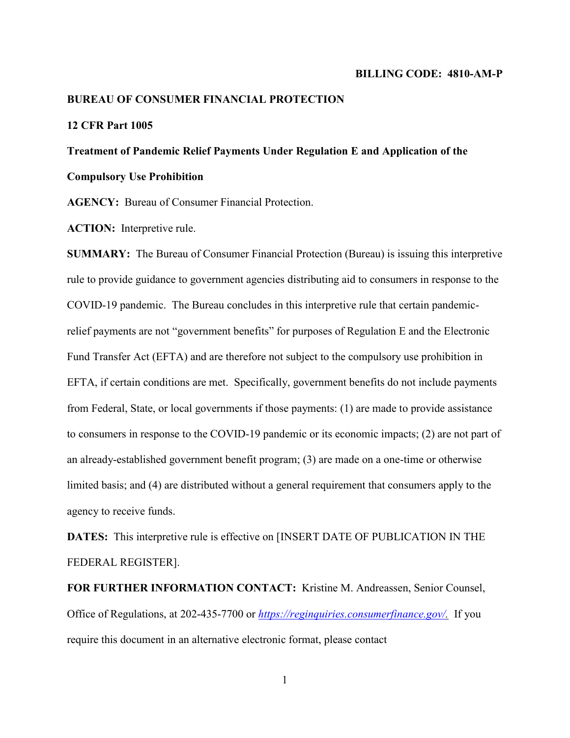**BILLING CODE: 4810-AM-P**

**BUREAU OF CONSUMER FINANCIAL PROTECTION**

**12 CFR Part 1005**

**Treatment of Pandemic Relief Payments Under Regulation E and Application of the Compulsory Use Prohibition**

**AGENCY:** Bureau of Consumer Financial Protection.

**ACTION:** Interpretive rule.

**SUMMARY:** The Bureau of Consumer Financial Protection (Bureau) is issuing this interpretive rule to provide guidance to government agencies distributing aid to consumers in response to the COVID-19 pandemic. The Bureau concludes in this interpretive rule that certain pandemic-relief payments are not "government benefits" for purposes of Regulation E and the Electronic Fund Transfer Act (EFTA) and are therefore not subject to the compulsory use prohibition in EFTA, if certain conditions are met. Specifically, government benefits do not include payments from Federal, State, or local governments if those payments: (1) are made to provide assistance to consumers in response to the COVID-19 pandemic or its economic impacts; (2) are not part of an already-established government benefit program; (3) are made on a one-time or otherwise limited basis; and (4) are distributed without a general requirement that consumers apply to the agency to receive funds.

**DATES:** This interpretive rule is effective on [INSERT DATE OF PUBLICATION IN THE FEDERAL REGISTER].

**FOR FURTHER INFORMATION CONTACT:** Kristine M. Andreassen, Senior Counsel, Office of Regulations, at 202-435-7700 or *https://reginquiries.consumerfinance.gov/.* If you require this document in an alternative electronic format, please contact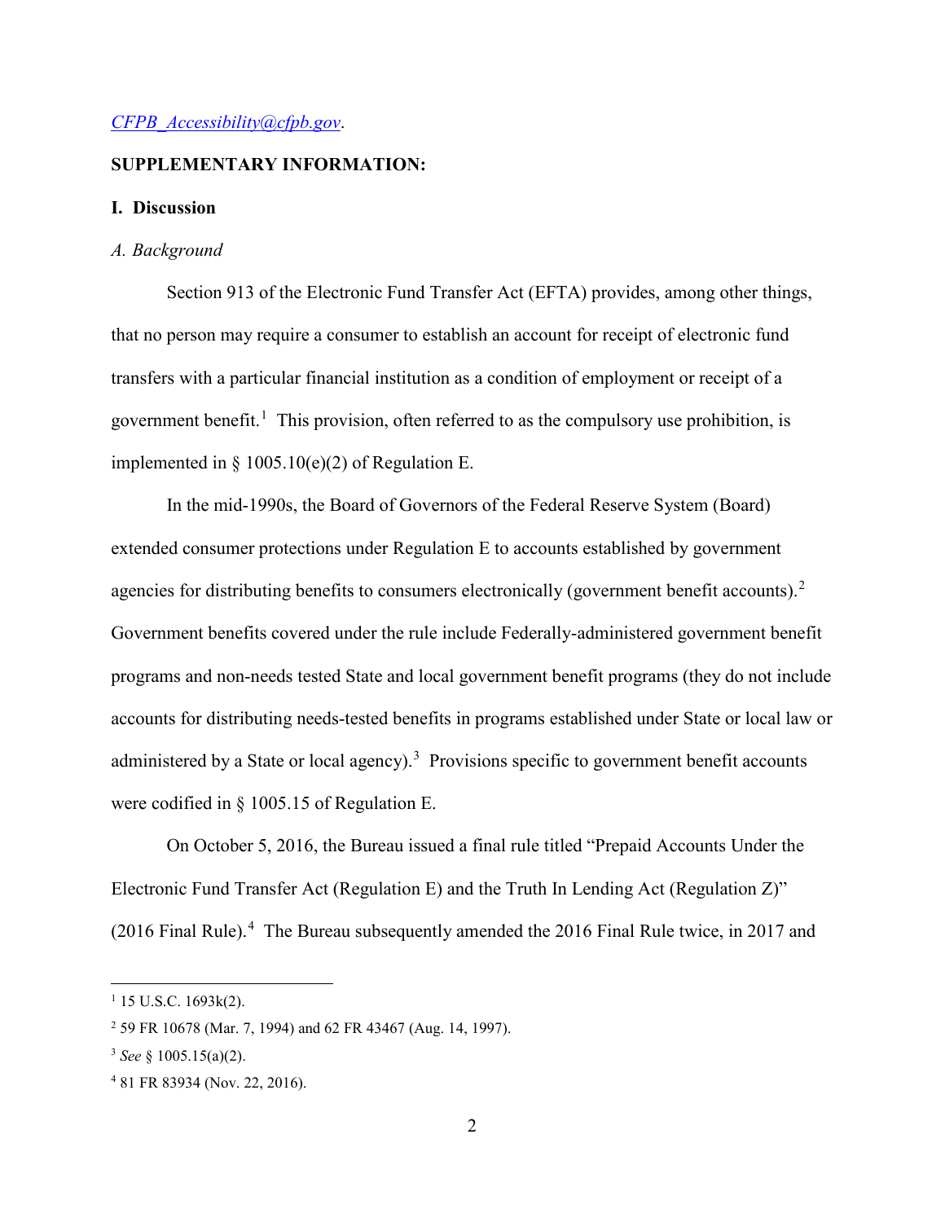CFPB_Accessibility@cfpb.gov.

## SUPPLEMENTARY INFORMATION:

### I. Discussion

*A. Background*

Section 913 of the Electronic Fund Transfer Act (EFTA) provides, among other things, that no person may require a consumer to establish an account for receipt of electronic fund transfers with a particular financial institution as a condition of employment or receipt of a government benefit.[1] This provision, often referred to as the compulsory use prohibition, is implemented in § 1005.10(e)(2) of Regulation E.

In the mid-1990s, the Board of Governors of the Federal Reserve System (Board) extended consumer protections under Regulation E to accounts established by government agencies for distributing benefits to consumers electronically (government benefit accounts).[2] Government benefits covered under the rule include Federally-administered government benefit programs and non-needs tested State and local government benefit programs (they do not include accounts for distributing needs-tested benefits in programs established under State or local law or administered by a State or local agency).[3] Provisions specific to government benefit accounts were codified in § 1005.15 of Regulation E.

On October 5, 2016, the Bureau issued a final rule titled "Prepaid Accounts Under the Electronic Fund Transfer Act (Regulation E) and the Truth In Lending Act (Regulation Z)" (2016 Final Rule).[4] The Bureau subsequently amended the 2016 Final Rule twice, in 2017 and

---

[1] 15 U.S.C. 1693k(2).

[2] 59 FR 10678 (Mar. 7, 1994) and 62 FR 43467 (Aug. 14, 1997).

[3] *See* § 1005.15(a)(2).

[4] 81 FR 83934 (Nov. 22, 2016).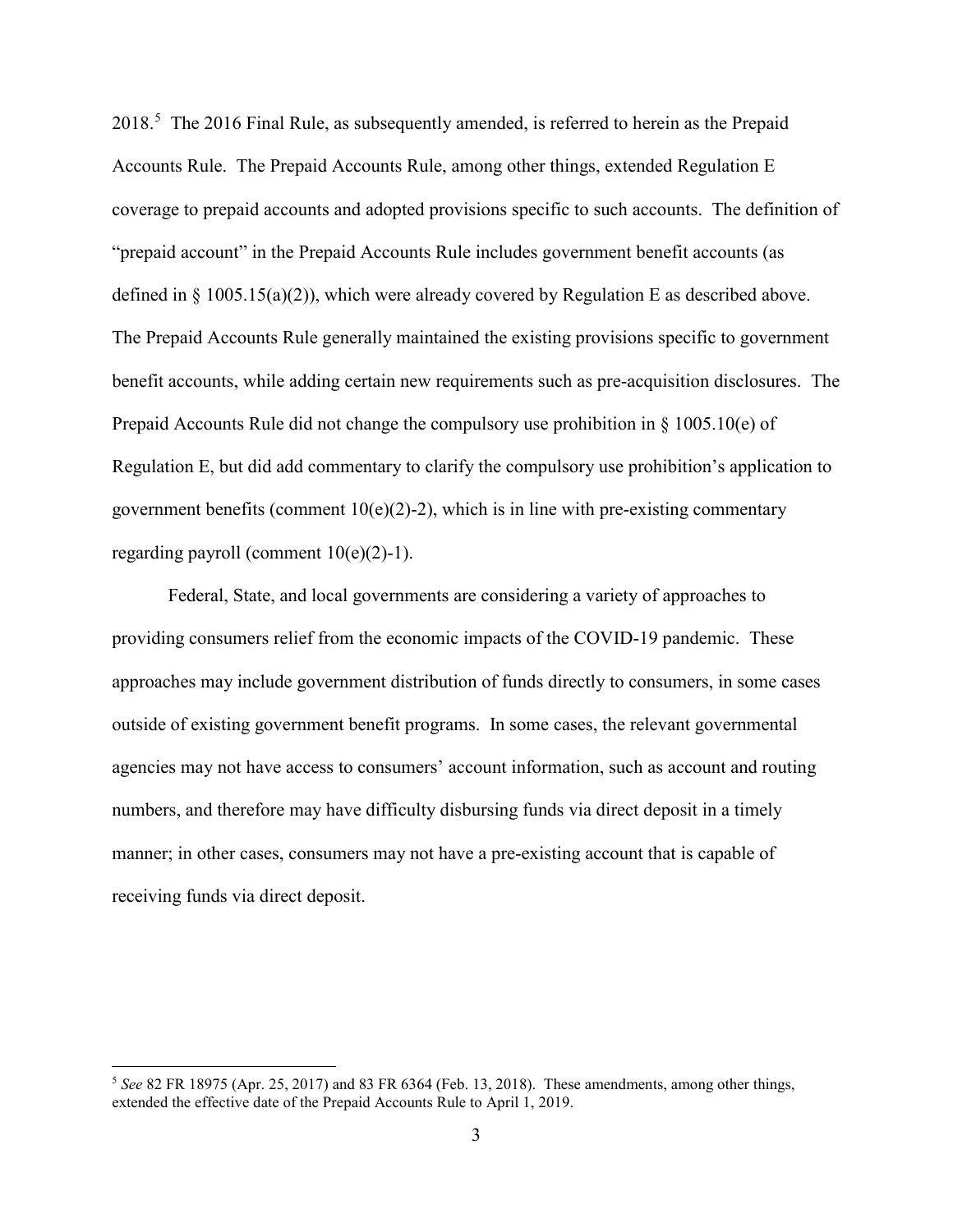2018.[5] The 2016 Final Rule, as subsequently amended, is referred to herein as the Prepaid Accounts Rule. The Prepaid Accounts Rule, among other things, extended Regulation E coverage to prepaid accounts and adopted provisions specific to such accounts. The definition of "prepaid account" in the Prepaid Accounts Rule includes government benefit accounts (as defined in § 1005.15(a)(2)), which were already covered by Regulation E as described above. The Prepaid Accounts Rule generally maintained the existing provisions specific to government benefit accounts, while adding certain new requirements such as pre-acquisition disclosures. The Prepaid Accounts Rule did not change the compulsory use prohibition in § 1005.10(e) of Regulation E, but did add commentary to clarify the compulsory use prohibition's application to government benefits (comment 10(e)(2)-2), which is in line with pre-existing commentary regarding payroll (comment 10(e)(2)-1).

Federal, State, and local governments are considering a variety of approaches to providing consumers relief from the economic impacts of the COVID-19 pandemic. These approaches may include government distribution of funds directly to consumers, in some cases outside of existing government benefit programs. In some cases, the relevant governmental agencies may not have access to consumers' account information, such as account and routing numbers, and therefore may have difficulty disbursing funds via direct deposit in a timely manner; in other cases, consumers may not have a pre-existing account that is capable of receiving funds via direct deposit.

---

[5] *See* 82 FR 18975 (Apr. 25, 2017) and 83 FR 6364 (Feb. 13, 2018). These amendments, among other things, extended the effective date of the Prepaid Accounts Rule to April 1, 2019.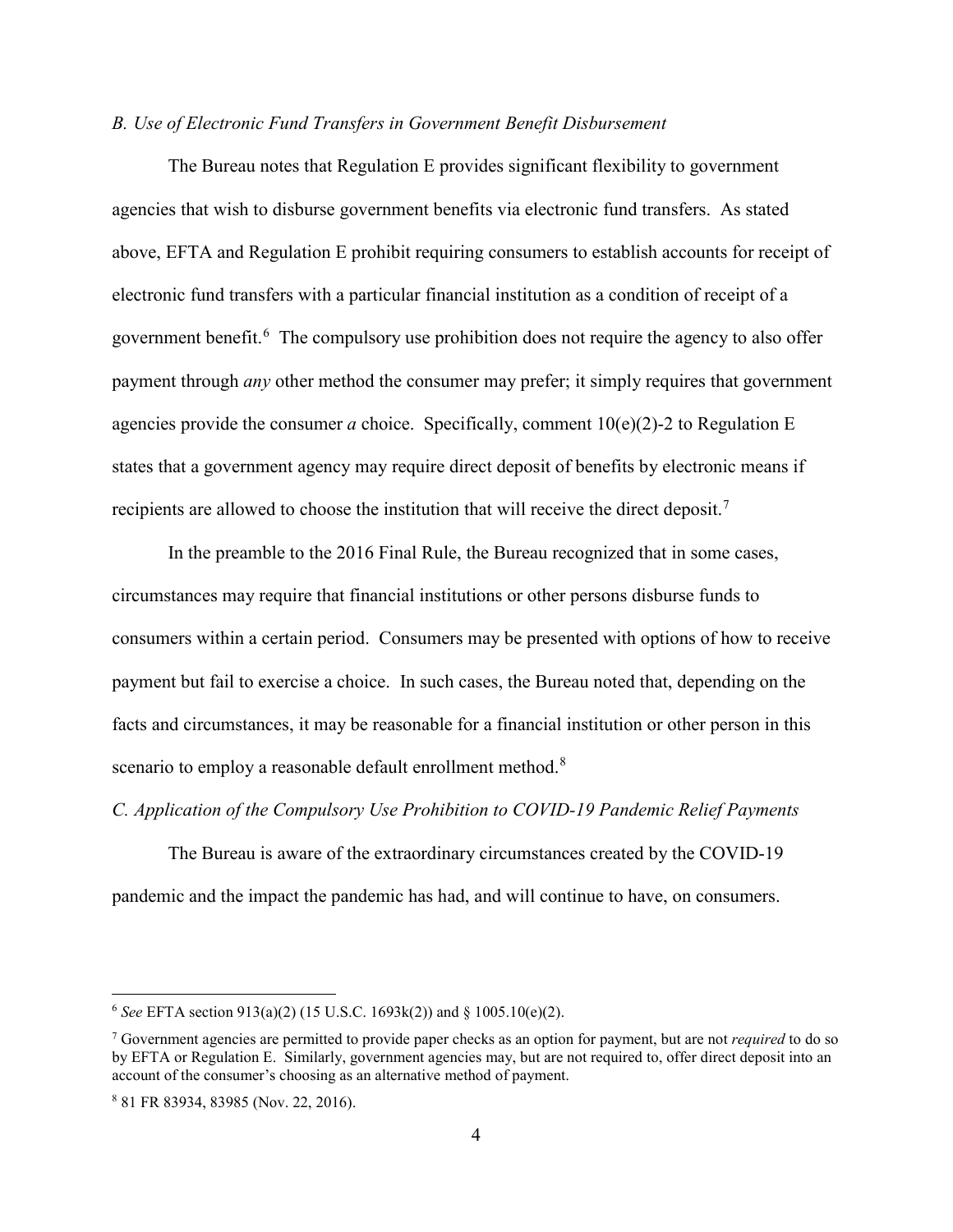*B. Use of Electronic Fund Transfers in Government Benefit Disbursement*

The Bureau notes that Regulation E provides significant flexibility to government agencies that wish to disburse government benefits via electronic fund transfers. As stated above, EFTA and Regulation E prohibit requiring consumers to establish accounts for receipt of electronic fund transfers with a particular financial institution as a condition of receipt of a government benefit.[6] The compulsory use prohibition does not require the agency to also offer payment through *any* other method the consumer may prefer; it simply requires that government agencies provide the consumer *a* choice. Specifically, comment 10(e)(2)-2 to Regulation E states that a government agency may require direct deposit of benefits by electronic means if recipients are allowed to choose the institution that will receive the direct deposit.[7]

In the preamble to the 2016 Final Rule, the Bureau recognized that in some cases, circumstances may require that financial institutions or other persons disburse funds to consumers within a certain period. Consumers may be presented with options of how to receive payment but fail to exercise a choice. In such cases, the Bureau noted that, depending on the facts and circumstances, it may be reasonable for a financial institution or other person in this scenario to employ a reasonable default enrollment method.[8]

*C. Application of the Compulsory Use Prohibition to COVID-19 Pandemic Relief Payments*

The Bureau is aware of the extraordinary circumstances created by the COVID-19 pandemic and the impact the pandemic has had, and will continue to have, on consumers.

---

[6] *See* EFTA section 913(a)(2) (15 U.S.C. 1693k(2)) and § 1005.10(e)(2).

[7] Government agencies are permitted to provide paper checks as an option for payment, but are not *required* to do so by EFTA or Regulation E. Similarly, government agencies may, but are not required to, offer direct deposit into an account of the consumer's choosing as an alternative method of payment.

[8] 81 FR 83934, 83985 (Nov. 22, 2016).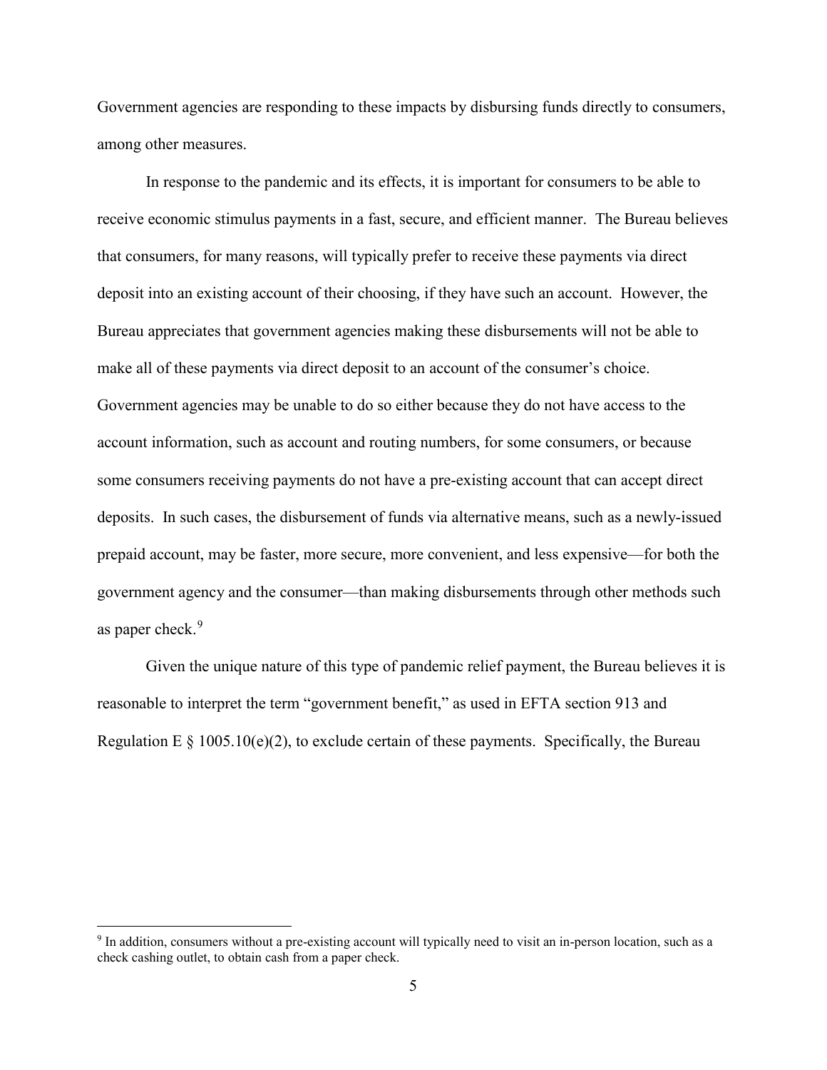Government agencies are responding to these impacts by disbursing funds directly to consumers, among other measures.

In response to the pandemic and its effects, it is important for consumers to be able to receive economic stimulus payments in a fast, secure, and efficient manner. The Bureau believes that consumers, for many reasons, will typically prefer to receive these payments via direct deposit into an existing account of their choosing, if they have such an account. However, the Bureau appreciates that government agencies making these disbursements will not be able to make all of these payments via direct deposit to an account of the consumer's choice. Government agencies may be unable to do so either because they do not have access to the account information, such as account and routing numbers, for some consumers, or because some consumers receiving payments do not have a pre-existing account that can accept direct deposits. In such cases, the disbursement of funds via alternative means, such as a newly-issued prepaid account, may be faster, more secure, more convenient, and less expensive—for both the government agency and the consumer—than making disbursements through other methods such as paper check.[9]

Given the unique nature of this type of pandemic relief payment, the Bureau believes it is reasonable to interpret the term "government benefit," as used in EFTA section 913 and Regulation E § 1005.10(e)(2), to exclude certain of these payments. Specifically, the Bureau

---

[9] In addition, consumers without a pre-existing account will typically need to visit an in-person location, such as a check cashing outlet, to obtain cash from a paper check.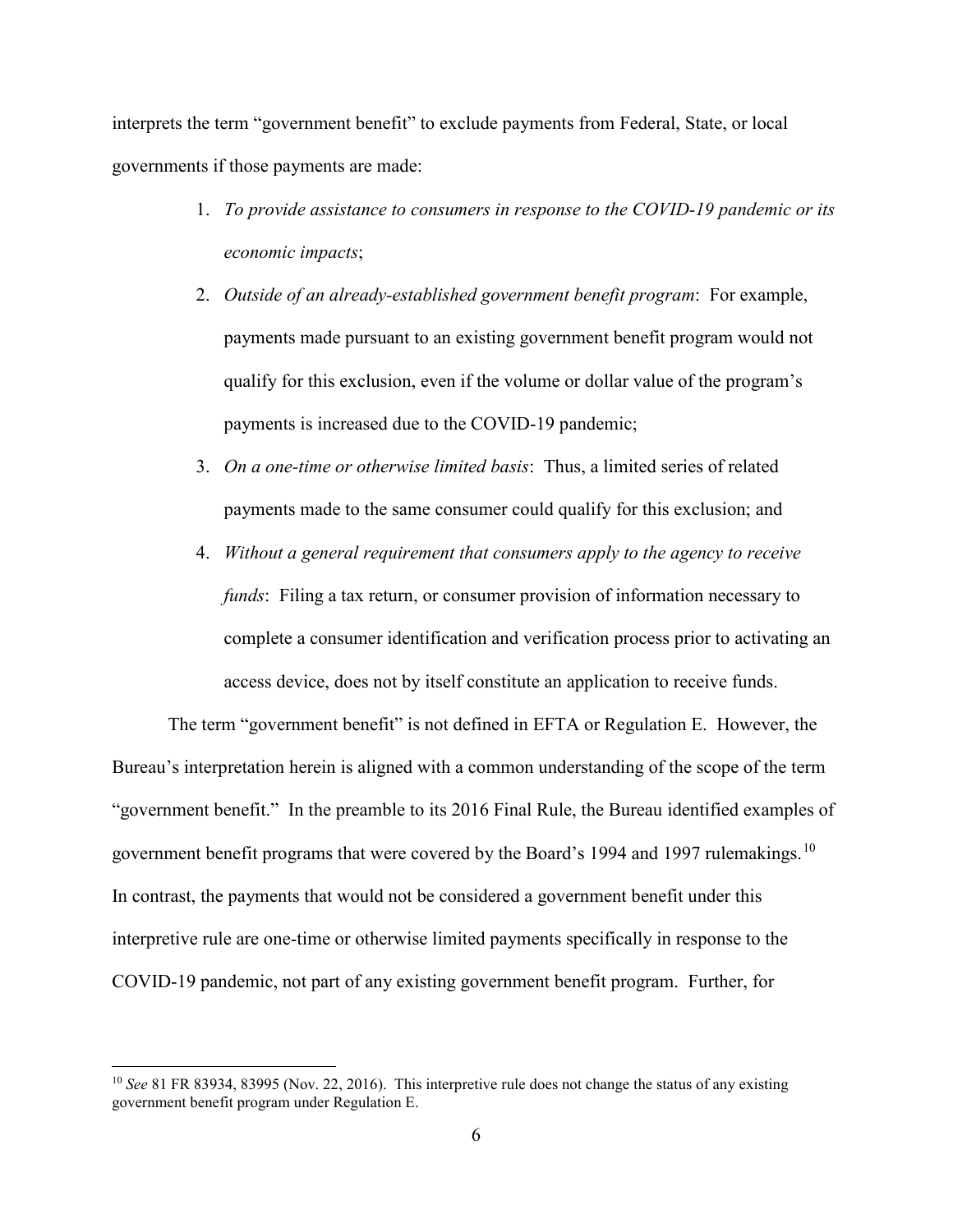interprets the term "government benefit" to exclude payments from Federal, State, or local governments if those payments are made:

1. *To provide assistance to consumers in response to the COVID-19 pandemic or its economic impacts*;
2. *Outside of an already-established government benefit program*: For example, payments made pursuant to an existing government benefit program would not qualify for this exclusion, even if the volume or dollar value of the program's payments is increased due to the COVID-19 pandemic;
3. *On a one-time or otherwise limited basis*: Thus, a limited series of related payments made to the same consumer could qualify for this exclusion; and
4. *Without a general requirement that consumers apply to the agency to receive funds*: Filing a tax return, or consumer provision of information necessary to complete a consumer identification and verification process prior to activating an access device, does not by itself constitute an application to receive funds.

The term "government benefit" is not defined in EFTA or Regulation E. However, the Bureau's interpretation herein is aligned with a common understanding of the scope of the term "government benefit." In the preamble to its 2016 Final Rule, the Bureau identified examples of government benefit programs that were covered by the Board's 1994 and 1997 rulemakings.[10] In contrast, the payments that would not be considered a government benefit under this interpretive rule are one-time or otherwise limited payments specifically in response to the COVID-19 pandemic, not part of any existing government benefit program. Further, for

---

[10] *See* 81 FR 83934, 83995 (Nov. 22, 2016). This interpretive rule does not change the status of any existing government benefit program under Regulation E.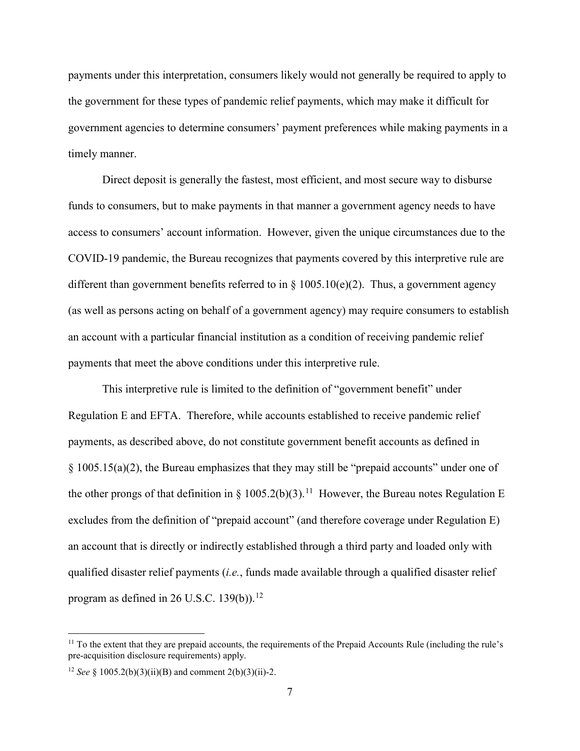payments under this interpretation, consumers likely would not generally be required to apply to the government for these types of pandemic relief payments, which may make it difficult for government agencies to determine consumers' payment preferences while making payments in a timely manner.

Direct deposit is generally the fastest, most efficient, and most secure way to disburse funds to consumers, but to make payments in that manner a government agency needs to have access to consumers' account information. However, given the unique circumstances due to the COVID-19 pandemic, the Bureau recognizes that payments covered by this interpretive rule are different than government benefits referred to in § 1005.10(e)(2). Thus, a government agency (as well as persons acting on behalf of a government agency) may require consumers to establish an account with a particular financial institution as a condition of receiving pandemic relief payments that meet the above conditions under this interpretive rule.

This interpretive rule is limited to the definition of "government benefit" under Regulation E and EFTA. Therefore, while accounts established to receive pandemic relief payments, as described above, do not constitute government benefit accounts as defined in § 1005.15(a)(2), the Bureau emphasizes that they may still be "prepaid accounts" under one of the other prongs of that definition in § 1005.2(b)(3).[11] However, the Bureau notes Regulation E excludes from the definition of "prepaid account" (and therefore coverage under Regulation E) an account that is directly or indirectly established through a third party and loaded only with qualified disaster relief payments (*i.e.*, funds made available through a qualified disaster relief program as defined in 26 U.S.C. 139(b)).[12]

---

[11] To the extent that they are prepaid accounts, the requirements of the Prepaid Accounts Rule (including the rule's pre-acquisition disclosure requirements) apply.

[12] *See* § 1005.2(b)(3)(ii)(B) and comment 2(b)(3)(ii)-2.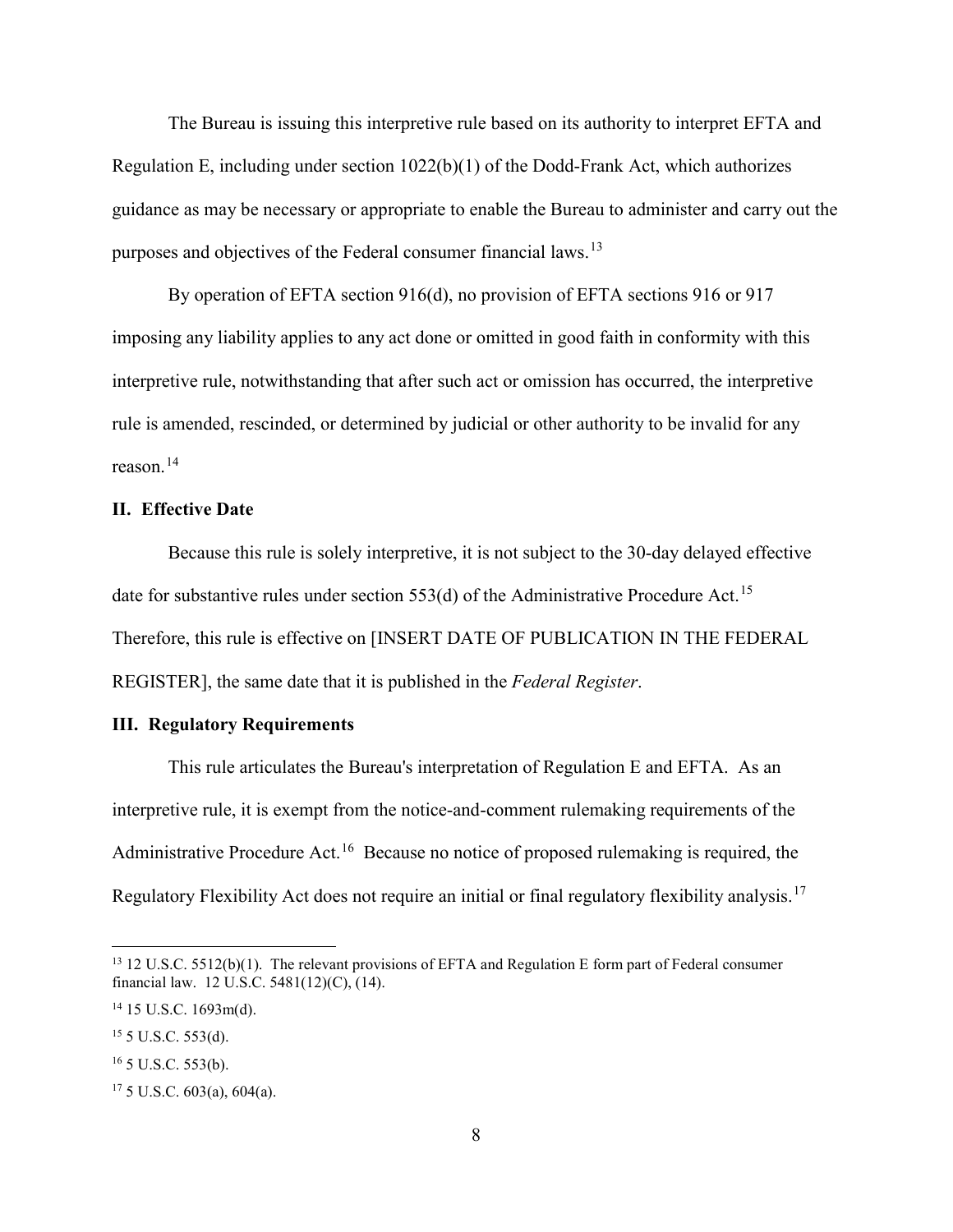The Bureau is issuing this interpretive rule based on its authority to interpret EFTA and Regulation E, including under section 1022(b)(1) of the Dodd-Frank Act, which authorizes guidance as may be necessary or appropriate to enable the Bureau to administer and carry out the purposes and objectives of the Federal consumer financial laws.[13]

By operation of EFTA section 916(d), no provision of EFTA sections 916 or 917 imposing any liability applies to any act done or omitted in good faith in conformity with this interpretive rule, notwithstanding that after such act or omission has occurred, the interpretive rule is amended, rescinded, or determined by judicial or other authority to be invalid for any reason.[14]

## II. Effective Date

Because this rule is solely interpretive, it is not subject to the 30-day delayed effective date for substantive rules under section 553(d) of the Administrative Procedure Act.[15] Therefore, this rule is effective on [INSERT DATE OF PUBLICATION IN THE FEDERAL REGISTER], the same date that it is published in the *Federal Register*.

## III. Regulatory Requirements

This rule articulates the Bureau's interpretation of Regulation E and EFTA. As an interpretive rule, it is exempt from the notice-and-comment rulemaking requirements of the Administrative Procedure Act.[16] Because no notice of proposed rulemaking is required, the Regulatory Flexibility Act does not require an initial or final regulatory flexibility analysis.[17]

---

[13] 12 U.S.C. 5512(b)(1). The relevant provisions of EFTA and Regulation E form part of Federal consumer financial law. 12 U.S.C. 5481(12)(C), (14).

[14] 15 U.S.C. 1693m(d).

[15] 5 U.S.C. 553(d).

[16] 5 U.S.C. 553(b).

[17] 5 U.S.C. 603(a), 604(a).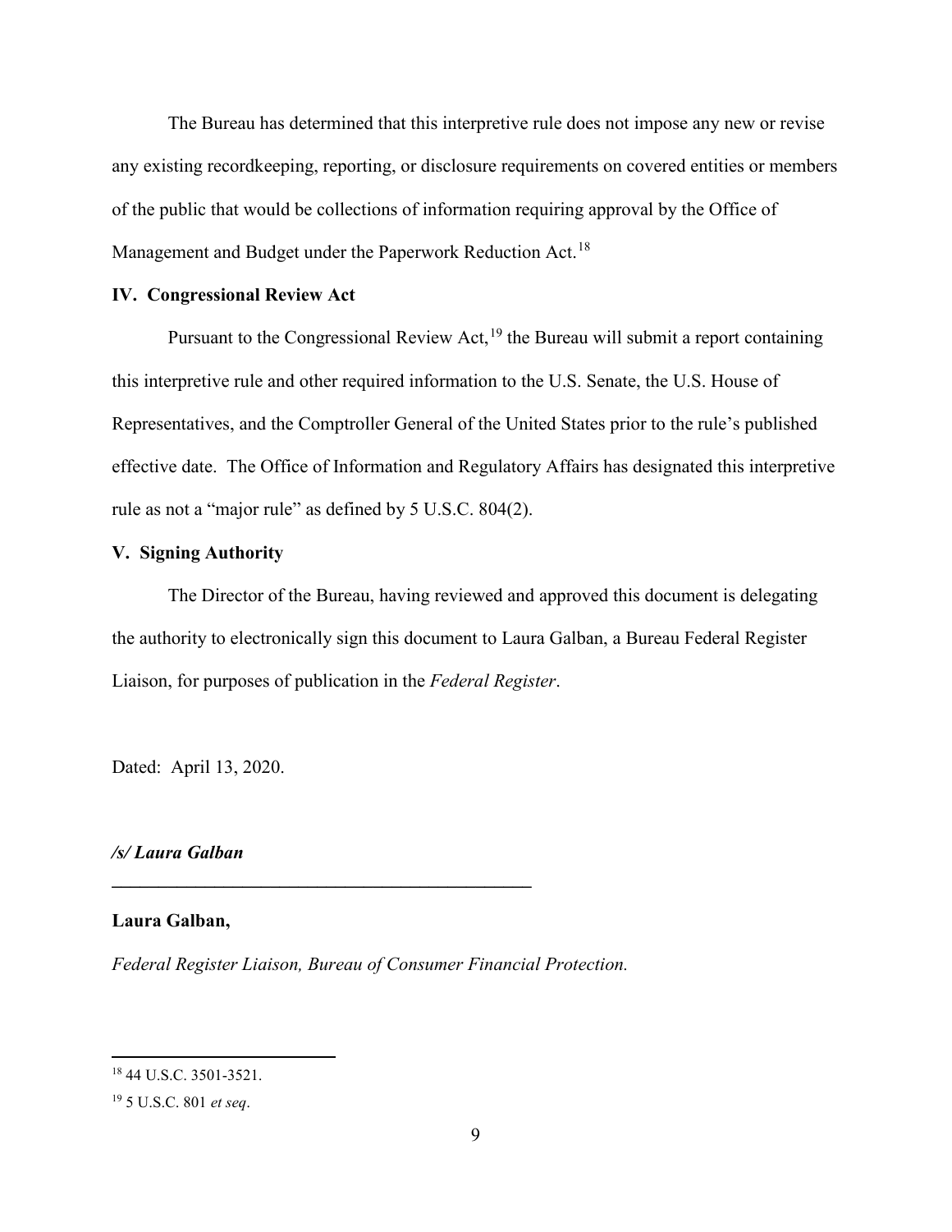The Bureau has determined that this interpretive rule does not impose any new or revise any existing recordkeeping, reporting, or disclosure requirements on covered entities or members of the public that would be collections of information requiring approval by the Office of Management and Budget under the Paperwork Reduction Act.[18]

## IV. Congressional Review Act

Pursuant to the Congressional Review Act,[19] the Bureau will submit a report containing this interpretive rule and other required information to the U.S. Senate, the U.S. House of Representatives, and the Comptroller General of the United States prior to the rule's published effective date. The Office of Information and Regulatory Affairs has designated this interpretive rule as not a "major rule" as defined by 5 U.S.C. 804(2).

## V. Signing Authority

The Director of the Bureau, having reviewed and approved this document is delegating the authority to electronically sign this document to Laura Galban, a Bureau Federal Register Liaison, for purposes of publication in the *Federal Register*.

Dated: April 13, 2020.

***/s/ Laura Galban***

______________________________________________

**Laura Galban,**

*Federal Register Liaison, Bureau of Consumer Financial Protection.*

---

[18] 44 U.S.C. 3501-3521.

[19] 5 U.S.C. 801 *et seq*.